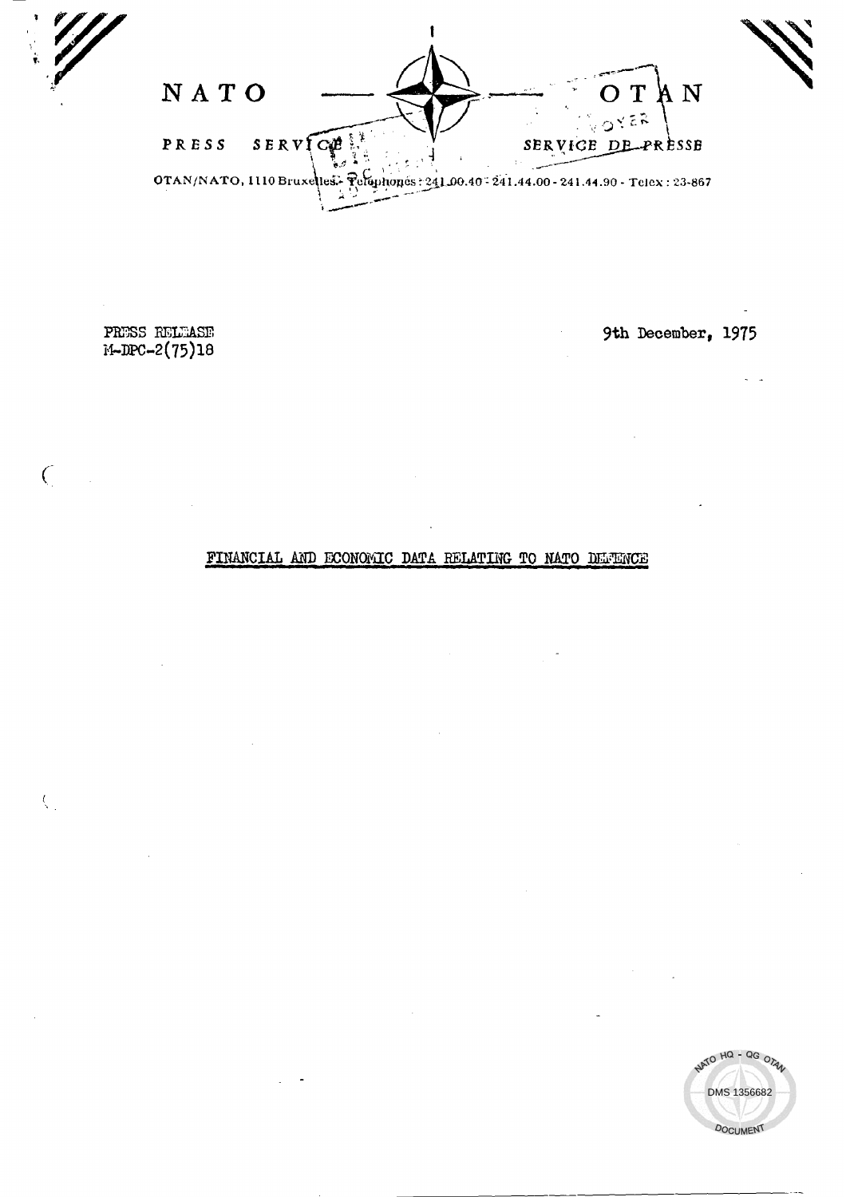NATO — OTAN

PRESS SERVICE — SERVICE DE PRESSE

OTAN/NATO, 1110 Bruxelles - Telephones : 241.00.40 - 241.44.00 - 241.44.90 - Telex : 23-867

PRESS RELEASE
M-DPC-2(75)18

9th December, 1975

FINANCIAL AND ECONOMIC DATA RELATING TO NATO DEFENCE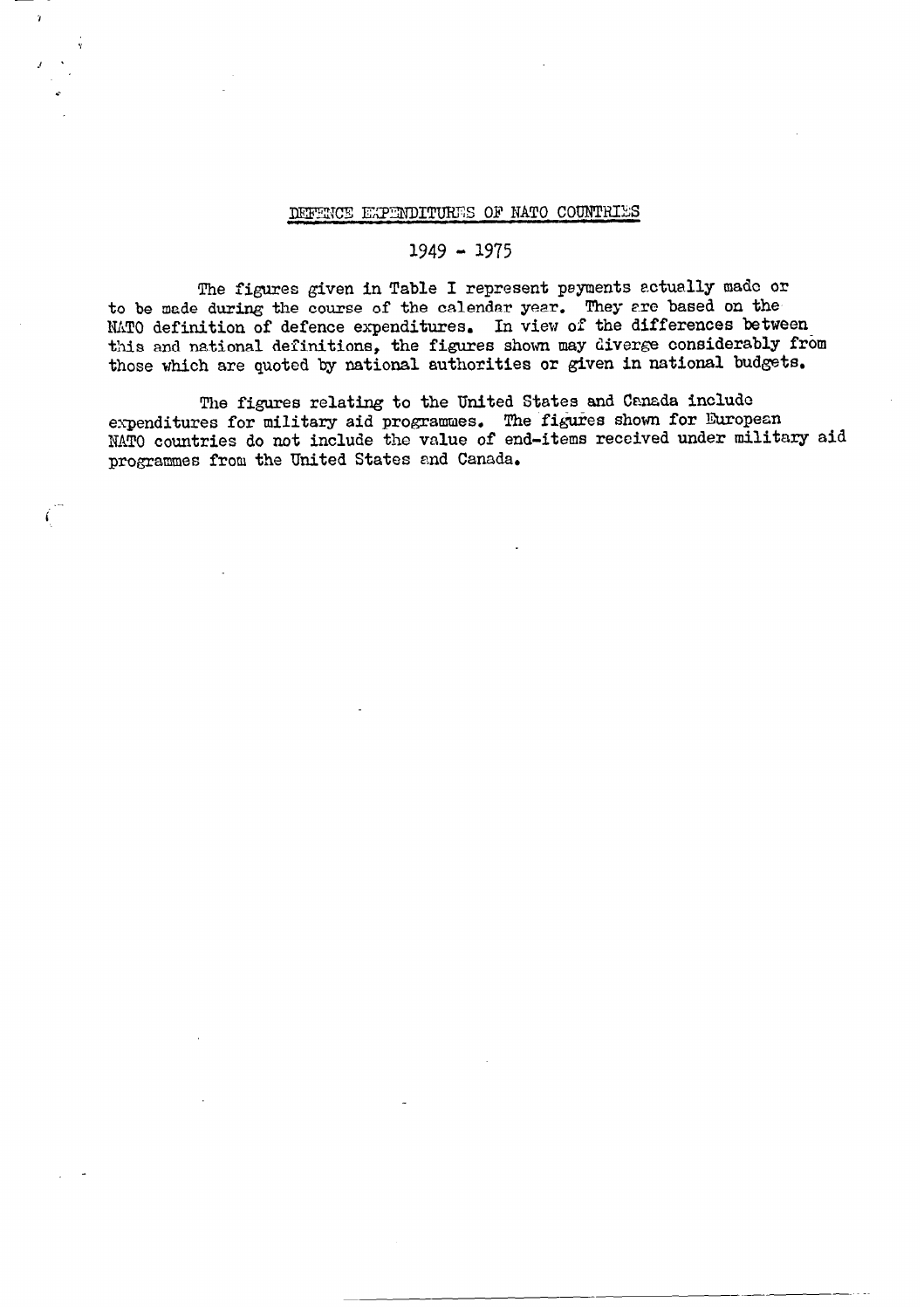# DEFENCE EXPENDITURES OF NATO COUNTRIES

## 1949 - 1975

The figures given in Table I represent payments actually made or to be made during the course of the calendar year. They are based on the NATO definition of defence expenditures. In view of the differences between this and national definitions, the figures shown may diverge considerably from those which are quoted by national authorities or given in national budgets.

The figures relating to the United States and Canada include expenditures for military aid programmes. The figures shown for European NATO countries do not include the value of end-items received under military aid programmes from the United States and Canada.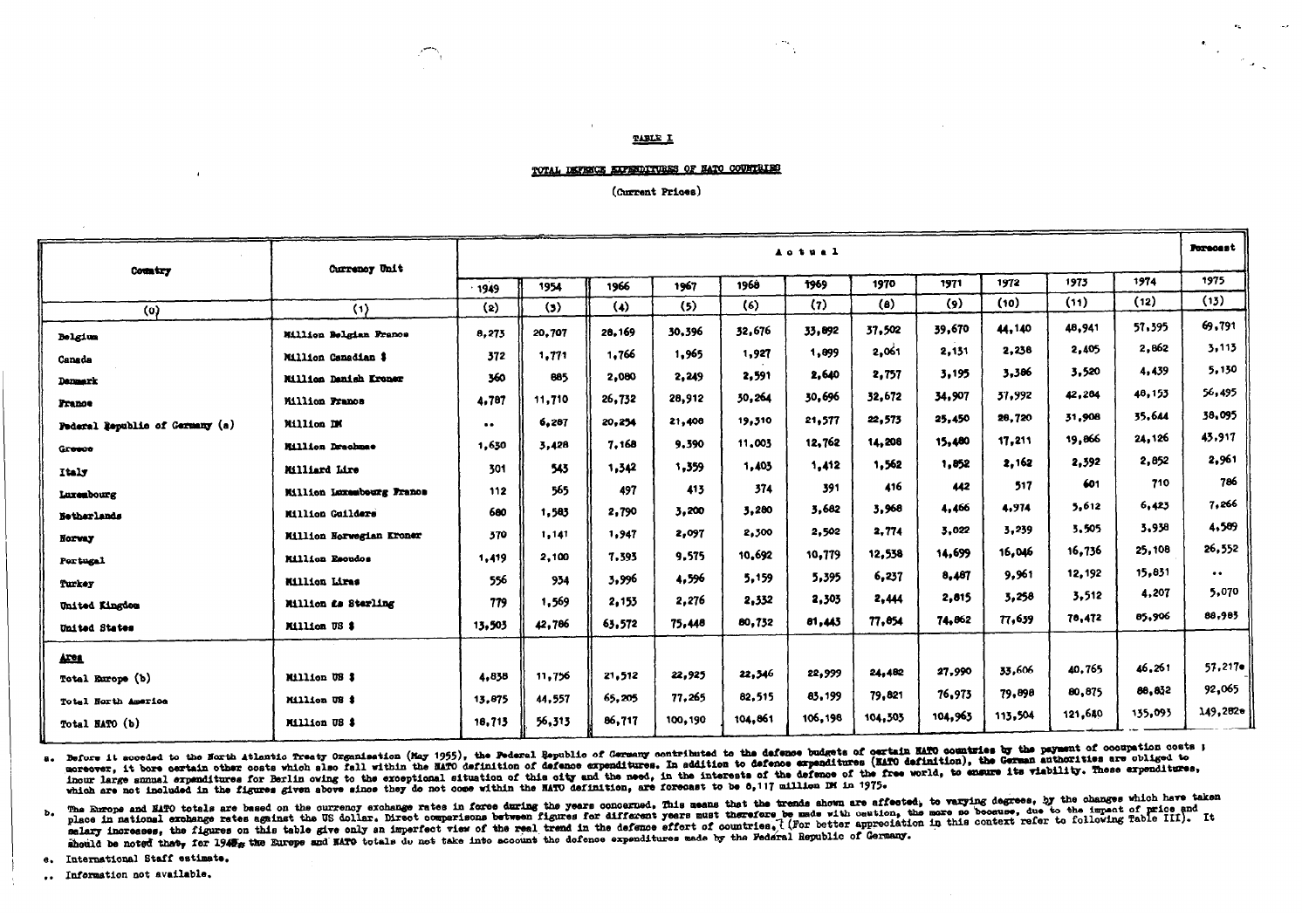TABLE I

TOTAL DEFENCE EXPENDITURES OF NATO COUNTRIES

(Current Prices)

| Country | Currency Unit | Actual | | | | | | | | | | | Forecast |
|---|---|---|---|---|---|---|---|---|---|---|---|---|---|
| | | 1949 | 1954 | 1966 | 1967 | 1968 | 1969 | 1970 | 1971 | 1972 | 1973 | 1974 | 1975 |
| (0) | (1) | (2) | (3) | (4) | (5) | (6) | (7) | (8) | (9) | (10) | (11) | (12) | (13) |
| Belgium | Million Belgian Francs | 8,273 | 20,707 | 28,169 | 30,396 | 32,676 | 33,892 | 37,502 | 39,670 | 44,140 | 48,941 | 57,395 | 69,791 |
| Canada | Million Canadian $ | 372 | 1,771 | 1,766 | 1,965 | 1,927 | 1,899 | 2,061 | 2,131 | 2,238 | 2,405 | 2,862 | 3,113 |
| Denmark | Million Danish Kroner | 360 | 885 | 2,080 | 2,249 | 2,591 | 2,640 | 2,757 | 3,195 | 3,386 | 3,520 | 4,439 | 5,130 |
| France | Million Francs | 4,787 | 11,710 | 26,732 | 28,912 | 30,264 | 30,696 | 32,672 | 34,907 | 37,992 | 42,284 | 48,153 | 56,495 |
| Federal Republic of Germany (a) | Million DM | .. | 6,287 | 20,254 | 21,408 | 19,310 | 21,577 | 22,573 | 25,450 | 28,720 | 31,908 | 35,644 | 38,095 |
| Greece | Million Drachmae | 1,630 | 3,428 | 7,168 | 9,390 | 11,003 | 12,762 | 14,208 | 15,480 | 17,211 | 19,866 | 24,126 | 43,917 |
| Italy | Milliard Lire | 301 | 543 | 1,342 | 1,359 | 1,403 | 1,412 | 1,562 | 1,852 | 2,162 | 2,392 | 2,852 | 2,961 |
| Luxembourg | Million Luxembourg Francs | 112 | 565 | 497 | 413 | 374 | 391 | 416 | 442 | 517 | 601 | 710 | 786 |
| Netherlands | Million Guilders | 680 | 1,583 | 2,790 | 3,200 | 3,280 | 3,682 | 3,968 | 4,466 | 4,974 | 5,612 | 6,423 | 7,266 |
| Norway | Million Norwegian Kroner | 370 | 1,141 | 1,947 | 2,097 | 2,300 | 2,502 | 2,774 | 3,022 | 3,239 | 3,505 | 3,938 | 4,509 |
| Portugal | Million Escudos | 1,419 | 2,100 | 7,393 | 9,575 | 10,692 | 10,779 | 12,538 | 14,699 | 16,046 | 16,736 | 25,108 | 26,552 |
| Turkey | Million Liras | 556 | 934 | 3,996 | 4,596 | 5,159 | 5,395 | 6,237 | 8,487 | 9,961 | 12,192 | 15,831 | .. |
| United Kingdom | Million £s Sterling | 779 | 1,569 | 2,153 | 2,276 | 2,332 | 2,303 | 2,444 | 2,815 | 3,258 | 3,512 | 4,207 | 5,070 |
| United States | Million US $ | 13,503 | 42,786 | 63,572 | 75,448 | 80,732 | 81,443 | 77,854 | 74,862 | 77,639 | 78,472 | 85,906 | 88,983 |
| **Area** | | | | | | | | | | | | | |
| Total Europe (b) | Million US $ | 4,838 | 11,756 | 21,512 | 22,925 | 22,346 | 22,999 | 24,482 | 27,990 | 33,606 | 40,765 | 46,261 | 57,217e |
| Total North America | Million US $ | 13,875 | 44,557 | 65,205 | 77,265 | 82,515 | 83,199 | 79,821 | 76,973 | 79,898 | 80,875 | 88,832 | 92,065 |
| Total NATO (b) | Million US $ | 18,713 | 56,313 | 86,717 | 100,190 | 104,861 | 106,198 | 104,303 | 104,963 | 113,504 | 121,640 | 135,093 | 149,282e |

a. Before it acceded to the North Atlantic Treaty Organization (May 1955), the Federal Republic of Germany contributed to the defence budgets of certain NATO countries by the payment of occupation costs; moreover, it bore certain other costs which also fall within the NATO definition of defence expenditures. In addition to defence expenditures (NATO definition), the German authorities are obliged to incur large annual expenditures for Berlin owing to the exceptional situation of this city and the need, in the interests of the defence of the free world, to ensure its viability. These expenditures, which are not included in the figures given above since they do not come within the NATO definition, are forecast to be 8,117 million DM in 1975.

b. The Europe and NATO totals are based on the currency exchange rates in force during the years concerned. This means that the trends shown are affected, to varying degrees, by the changes which have taken place in national exchange rates against the US dollar. Direct comparisons between figures for different years must therefore be made with caution, the more so because, due to the impact of price and salary increases, the figures on this table give only an imperfect view of the real trend in the defence effort of countries. (For better appreciation in this context refer to following Table III). It should be noted that, for 1949, the Europe and NATO totals do not take into account the defence expenditures made by the Federal Republic of Germany.

e. International Staff estimate.

.. Information not available.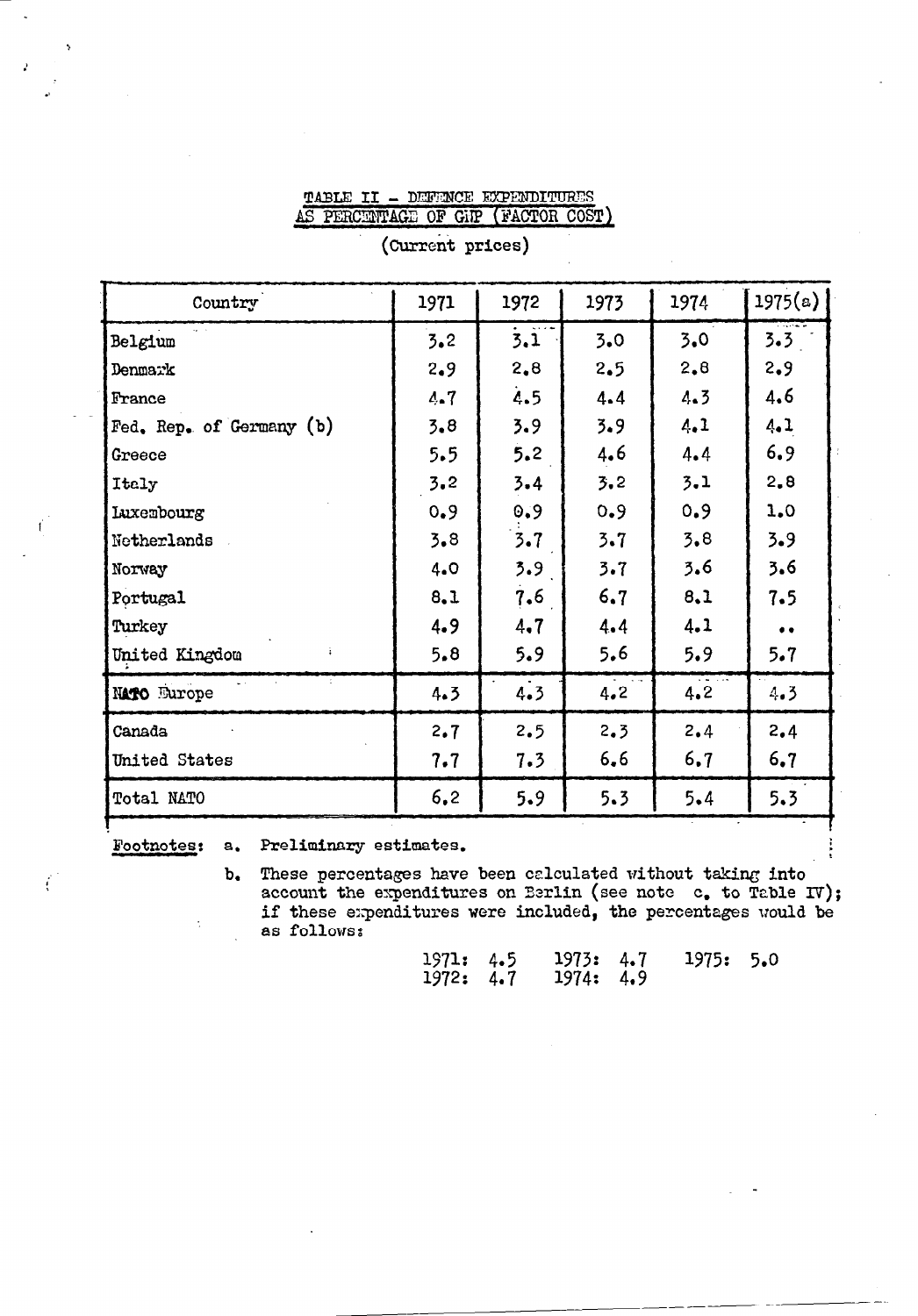## TABLE II - DEFENCE EXPENDITURES AS PERCENTAGE OF GNP (FACTOR COST)

(Current prices)

| Country | 1971 | 1972 | 1973 | 1974 | 1975(a) |
|---|---|---|---|---|---|
| Belgium | 3.2 | 3.1 | 3.0 | 3.0 | 3.3 |
| Denmark | 2.9 | 2.8 | 2.5 | 2.8 | 2.9 |
| France | 4.7 | 4.5 | 4.4 | 4.3 | 4.6 |
| Fed. Rep. of Germany (b) | 3.8 | 3.9 | 3.9 | 4.1 | 4.1 |
| Greece | 5.5 | 5.2 | 4.6 | 4.4 | 6.9 |
| Italy | 3.2 | 3.4 | 3.2 | 3.1 | 2.8 |
| Luxembourg | 0.9 | 0.9 | 0.9 | 0.9 | 1.0 |
| Netherlands | 3.8 | 3.7 | 3.7 | 3.8 | 3.9 |
| Norway | 4.0 | 3.9 | 3.7 | 3.6 | 3.6 |
| Portugal | 8.1 | 7.6 | 6.7 | 8.1 | 7.5 |
| Turkey | 4.9 | 4.7 | 4.4 | 4.1 | .. |
| United Kingdom | 5.8 | 5.9 | 5.6 | 5.9 | 5.7 |
| NATO Europe | 4.3 | 4.3 | 4.2 | 4.2 | 4.3 |
| Canada | 2.7 | 2.5 | 2.3 | 2.4 | 2.4 |
| United States | 7.7 | 7.3 | 6.6 | 6.7 | 6.7 |
| Total NATO | 6.2 | 5.9 | 5.3 | 5.4 | 5.3 |

Footnotes: a. Preliminary estimates.

b. These percentages have been calculated without taking into account the expenditures on Berlin (see note c. to Table IV); if these expenditures were included, the percentages would be as follows:

1971: 4.5  1973: 4.7  1975: 5.0
1972: 4.7  1974: 4.9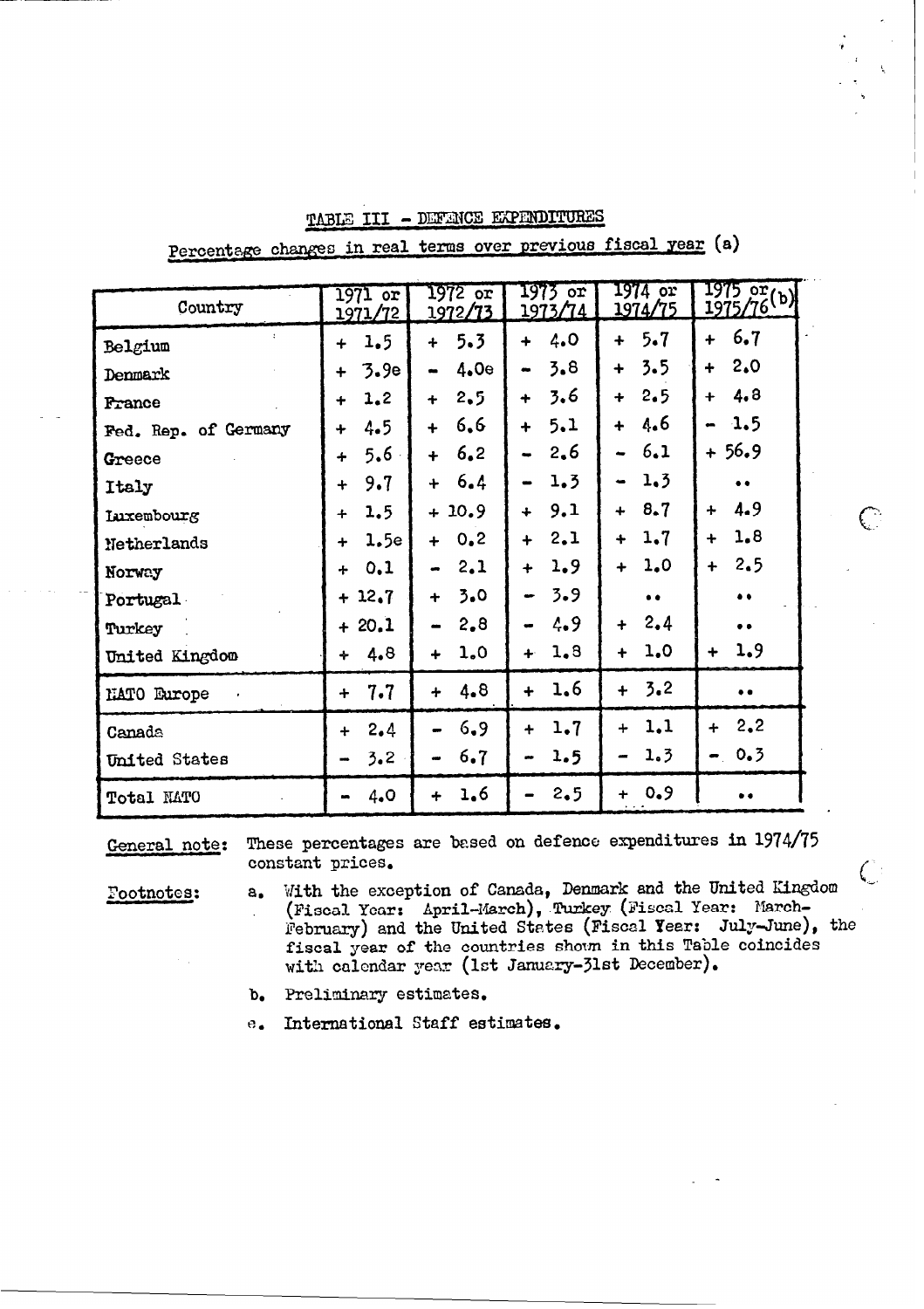## TABLE III - DEFENCE EXPENDITURES

Percentage changes in real terms over previous fiscal year (a)

| Country | 1971 or 1971/72 | 1972 or 1972/73 | 1973 or 1973/74 | 1974 or 1974/75 | 1975 or 1975/76 (b) |
|---|---|---|---|---|---|
| Belgium | + 1.5 | + 5.3 | + 4.0 | + 5.7 | + 6.7 |
| Denmark | + 3.9e | - 4.0e | - 3.8 | + 3.5 | + 2.0 |
| France | + 1.2 | + 2.5 | + 3.6 | + 2.5 | + 4.8 |
| Fed. Rep. of Germany | + 4.5 | + 6.6 | + 5.1 | + 4.6 | - 1.5 |
| Greece | + 5.6 | + 6.2 | - 2.6 | - 6.1 | + 56.9 |
| Italy | + 9.7 | + 6.4 | - 1.3 | - 1.3 | .. |
| Luxembourg | + 1.5 | + 10.9 | + 9.1 | + 8.7 | + 4.9 |
| Netherlands | + 1.5e | + 0.2 | + 2.1 | + 1.7 | + 1.8 |
| Norway | + 0.1 | - 2.1 | + 1.9 | + 1.0 | + 2.5 |
| Portugal | + 12.7 | + 3.0 | - 3.9 | .. | .. |
| Turkey | + 20.1 | - 2.8 | - 4.9 | + 2.4 | .. |
| United Kingdom | + 4.8 | + 1.0 | + 1.8 | + 1.0 | + 1.9 |
| NATO Europe | + 7.7 | + 4.8 | + 1.6 | + 3.2 | .. |
| Canada | + 2.4 | - 6.9 | + 1.7 | + 1.1 | + 2.2 |
| United States | - 3.2 | - 6.7 | - 1.5 | - 1.3 | - 0.3 |
| Total NATO | - 4.0 | + 1.6 | - 2.5 | + 0.9 | .. |

General note: These percentages are based on defence expenditures in 1974/75 constant prices.

Footnotes:

a. With the exception of Canada, Denmark and the United Kingdom (Fiscal Year: April-March), Turkey (Fiscal Year: March-February) and the United States (Fiscal Year: July-June), the fiscal year of the countries shown in this Table coincides with calendar year (1st January-31st December).

b. Preliminary estimates.

e. International Staff estimates.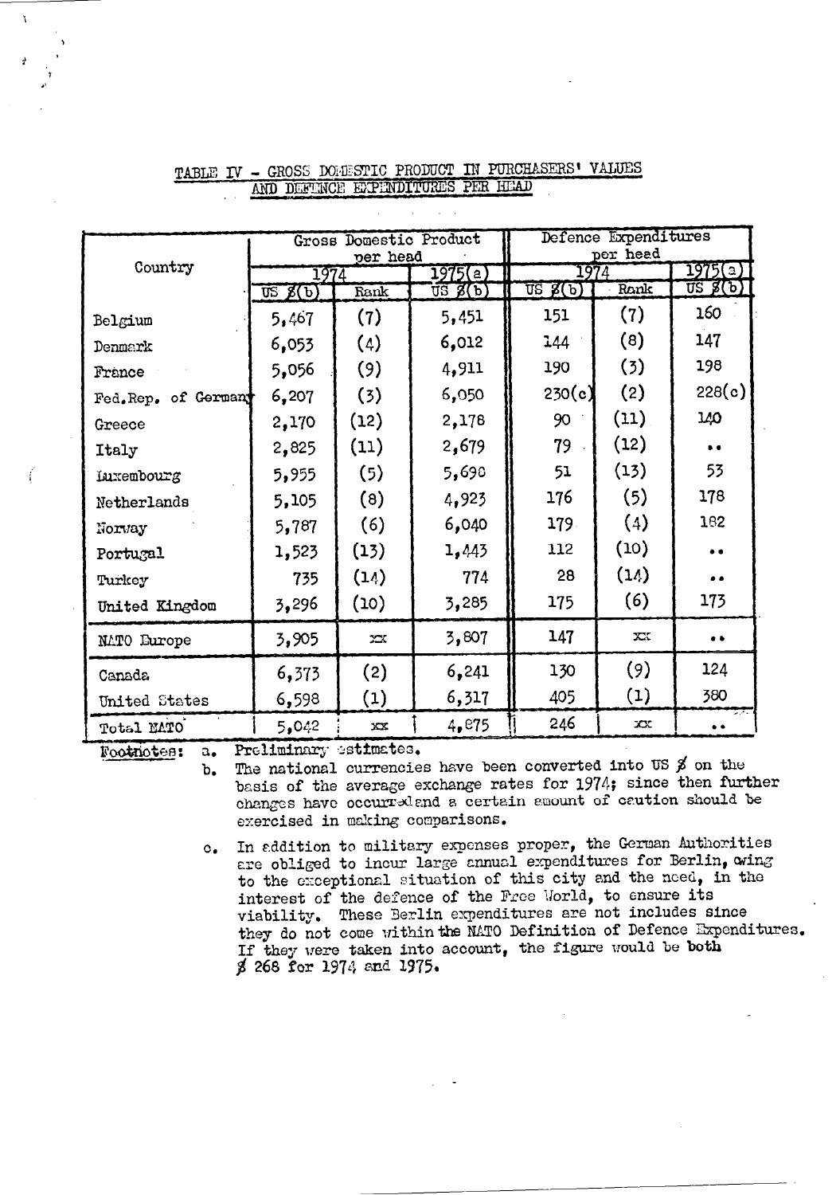TABLE IV - GROSS DOMESTIC PRODUCT IN PURCHASERS' VALUES AND DEFENCE EXPENDITURES PER HEAD

| Country | Gross Domestic Product per head | | | Defence Expenditures per head | | |
|---|---|---|---|---|---|---|
| | 1974 | | 1975(a) | 1974 | | 1975(a) |
| | US $(b) | Rank | US $(b) | US $(b) | Rank | US $(b) |
| Belgium | 5,467 | (7) | 5,451 | 151 | (7) | 160 |
| Denmark | 6,053 | (4) | 6,012 | 144 | (8) | 147 |
| France | 5,056 | (9) | 4,911 | 190 | (3) | 198 |
| Fed.Rep. of Germany | 6,207 | (3) | 6,050 | 230(c) | (2) | 228(c) |
| Greece | 2,170 | (12) | 2,178 | 90 | (11) | 140 |
| Italy | 2,825 | (11) | 2,679 | 79 | (12) | .. |
| Luxembourg | 5,955 | (5) | 5,690 | 51 | (13) | 53 |
| Netherlands | 5,105 | (8) | 4,923 | 176 | (5) | 178 |
| Norway | 5,787 | (6) | 6,040 | 179 | (4) | 182 |
| Portugal | 1,523 | (13) | 1,443 | 112 | (10) | .. |
| Turkey | 735 | (14) | 774 | 28 | (14) | .. |
| United Kingdom | 3,296 | (10) | 3,285 | 175 | (6) | 173 |
| NATO Europe | 3,905 | xx | 3,807 | 147 | xx | .. |
| Canada | 6,373 | (2) | 6,241 | 130 | (9) | 124 |
| United States | 6,598 | (1) | 6,317 | 405 | (1) | 380 |
| Total NATO | 5,042 | xx | 4,875 | 246 | xx | .. |

Footnotes:

a. Preliminary estimates.

b. The national currencies have been converted into US $ on the basis of the average exchange rates for 1974; since then further changes have occurred and a certain amount of caution should be exercised in making comparisons.

c. In addition to military expenses proper, the German Authorities are obliged to incur large annual expenditures for Berlin, owing to the exceptional situation of this city and the need, in the interest of the defence of the Free World, to ensure its viability. These Berlin expenditures are not includes since they do not come within the NATO Definition of Defence Expenditures. If they were taken into account, the figure would be both $ 268 for 1974 and 1975.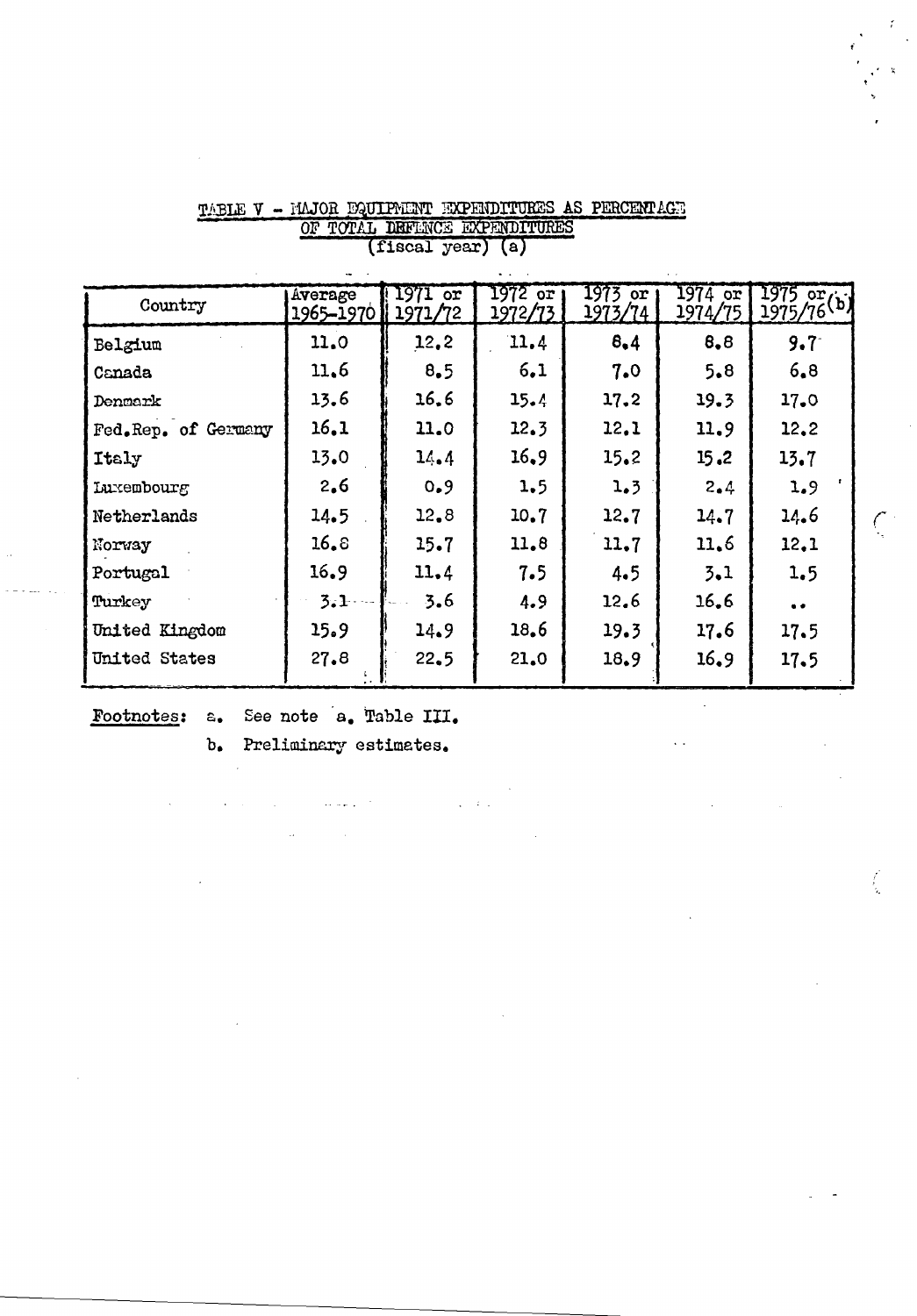## TABLE V - MAJOR EQUIPMENT EXPENDITURES AS PERCENTAGE OF TOTAL DEFENCE EXPENDITURES (fiscal year) (a)

| Country | Average 1965-1970 | 1971 or 1971/72 | 1972 or 1972/73 | 1973 or 1973/74 | 1974 or 1974/75 | 1975 or 1975/76 (b) |
|---|---|---|---|---|---|---|
| Belgium | 11.0 | 12.2 | 11.4 | 8.4 | 8.8 | 9.7 |
| Canada | 11.6 | 8.5 | 6.1 | 7.0 | 5.8 | 6.8 |
| Denmark | 13.6 | 16.6 | 15.4 | 17.2 | 19.3 | 17.0 |
| Fed.Rep. of Germany | 16.1 | 11.0 | 12.3 | 12.1 | 11.9 | 12.2 |
| Italy | 13.0 | 14.4 | 16.9 | 15.2 | 15.2 | 13.7 |
| Luxembourg | 2.6 | 0.9 | 1.5 | 1.3 | 2.4 | 1.9 |
| Netherlands | 14.5 | 12.8 | 10.7 | 12.7 | 14.7 | 14.6 |
| Norway | 16.8 | 15.7 | 11.8 | 11.7 | 11.6 | 12.1 |
| Portugal | 16.9 | 11.4 | 7.5 | 4.5 | 3.1 | 1.5 |
| Turkey | 3.1 | 3.6 | 4.9 | 12.6 | 16.6 | .. |
| United Kingdom | 15.9 | 14.9 | 18.6 | 19.3 | 17.6 | 17.5 |
| United States | 27.8 | 22.5 | 21.0 | 18.9 | 16.9 | 17.5 |

**Footnotes:** a. See note a, Table III.

b. Preliminary estimates.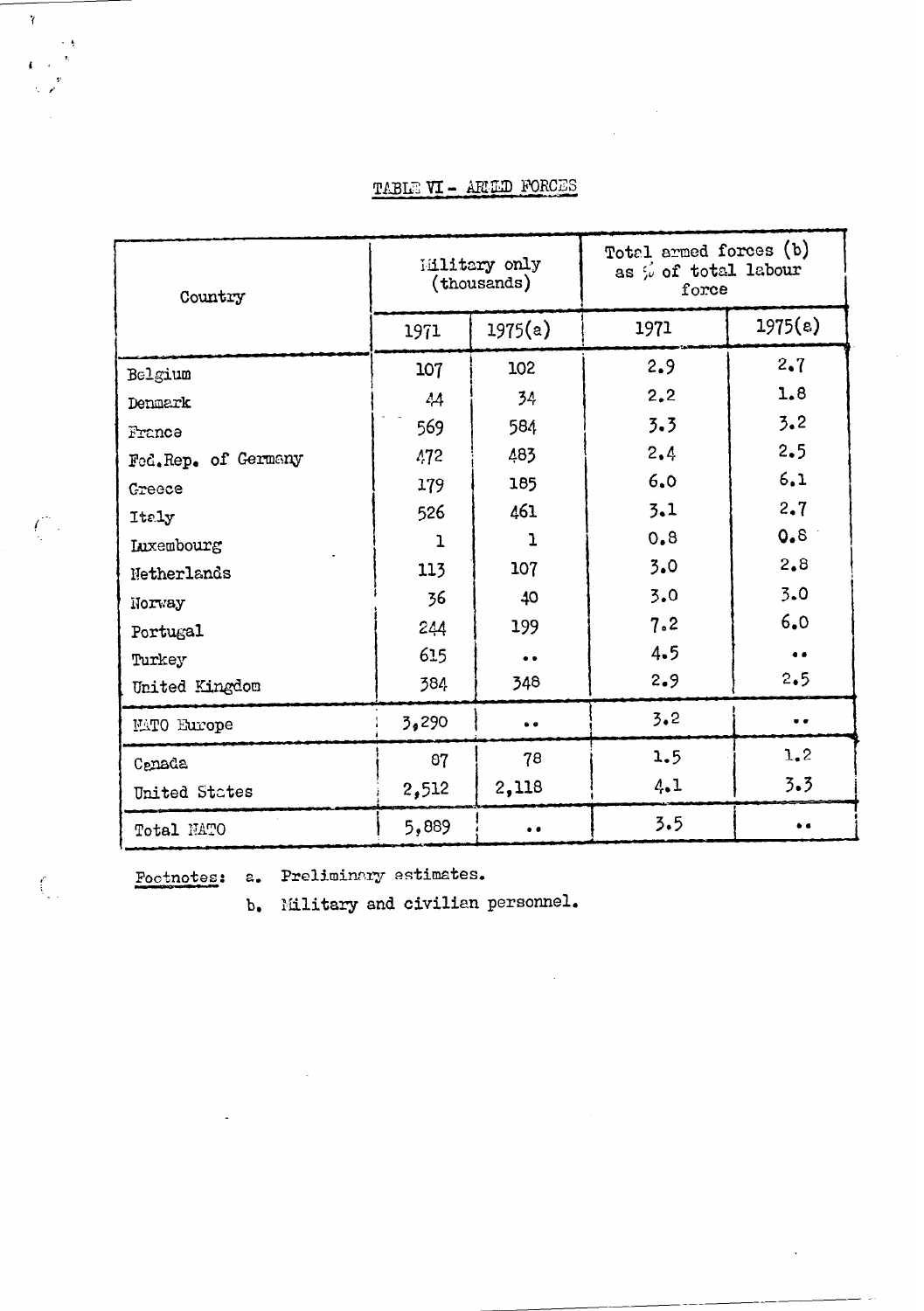# TABLE VI - ARMED FORCES

| Country | Military only (thousands) | | Total armed forces (b) as % of total labour force | |
|---|---|---|---|---|
| | 1971 | 1975(a) | 1971 | 1975(a) |
| Belgium | 107 | 102 | 2.9 | 2.7 |
| Denmark | 44 | 34 | 2.2 | 1.8 |
| France | 569 | 584 | 3.3 | 3.2 |
| Fed.Rep. of Germany | 472 | 483 | 2.4 | 2.5 |
| Greece | 179 | 185 | 6.0 | 6.1 |
| Italy | 526 | 461 | 3.1 | 2.7 |
| Luxembourg | 1 | 1 | 0.8 | 0.8 |
| Netherlands | 113 | 107 | 3.0 | 2.8 |
| Norway | 36 | 40 | 3.0 | 3.0 |
| Portugal | 244 | 199 | 7.2 | 6.0 |
| Turkey | 615 | .. | 4.5 | .. |
| United Kingdom | 384 | 348 | 2.9 | 2.5 |
| NATO Europe | 3,290 | .. | 3.2 | .. |
| Canada | 87 | 78 | 1.5 | 1.2 |
| United States | 2,512 | 2,118 | 4.1 | 3.3 |
| Total NATO | 5,889 | .. | 3.5 | .. |

Footnotes: a. Preliminary estimates.

b. Military and civilian personnel.